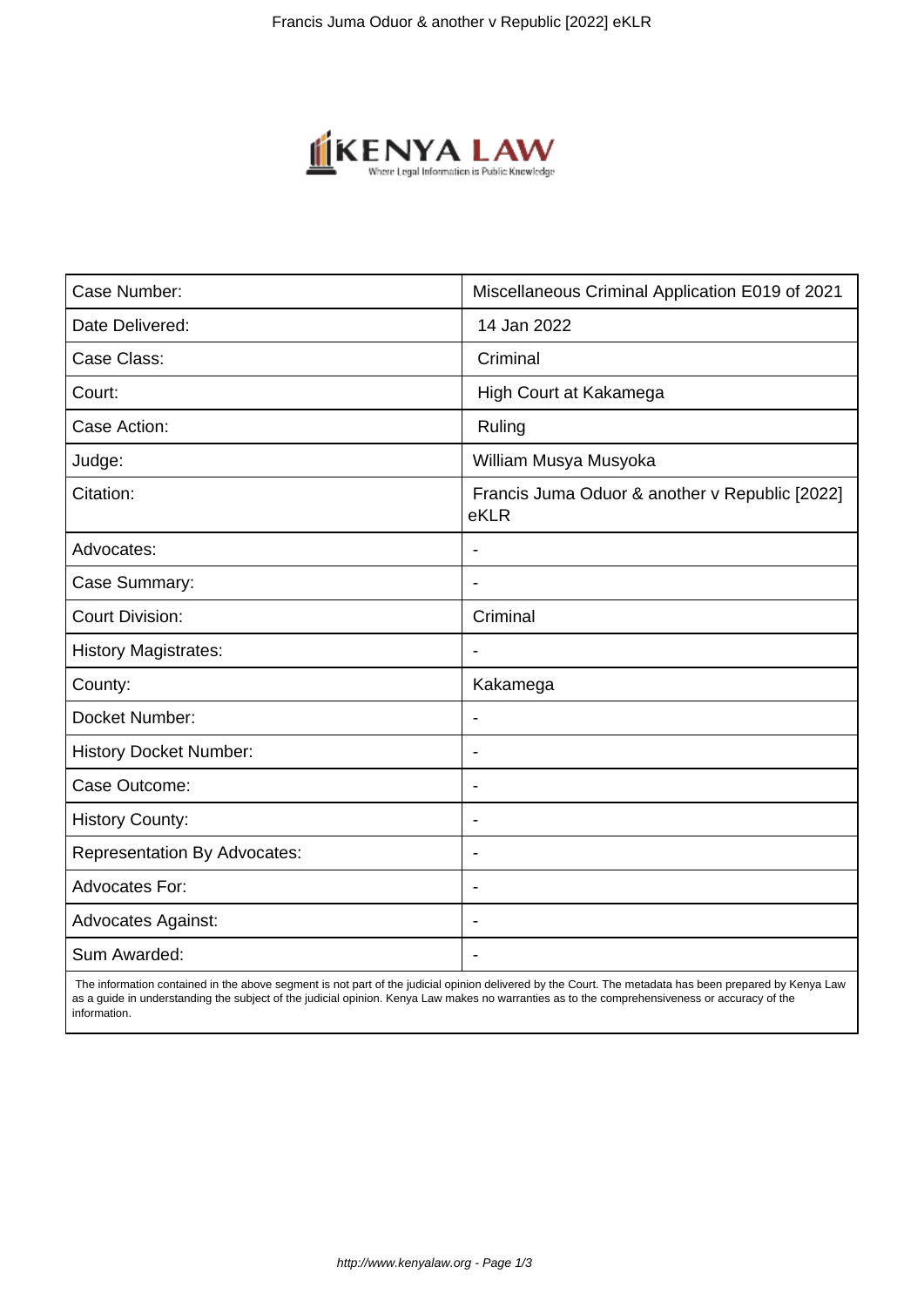| Case Number: | Miscellaneous Criminal Application E019 of 2021 |
|---|---|
| Date Delivered: | 14 Jan 2022 |
| Case Class: | Criminal |
| Court: | High Court at Kakamega |
| Case Action: | Ruling |
| Judge: | William Musya Musyoka |
| Citation: | Francis Juma Oduor & another v Republic [2022] eKLR |
| Advocates: | - |
| Case Summary: | - |
| Court Division: | Criminal |
| History Magistrates: | - |
| County: | Kakamega |
| Docket Number: | - |
| History Docket Number: | - |
| Case Outcome: | - |
| History County: | - |
| Representation By Advocates: | - |
| Advocates For: | - |
| Advocates Against: | - |
| Sum Awarded: | - |

The information contained in the above segment is not part of the judicial opinion delivered by the Court. The metadata has been prepared by Kenya Law as a guide in understanding the subject of the judicial opinion. Kenya Law makes no warranties as to the comprehensiveness or accuracy of the information.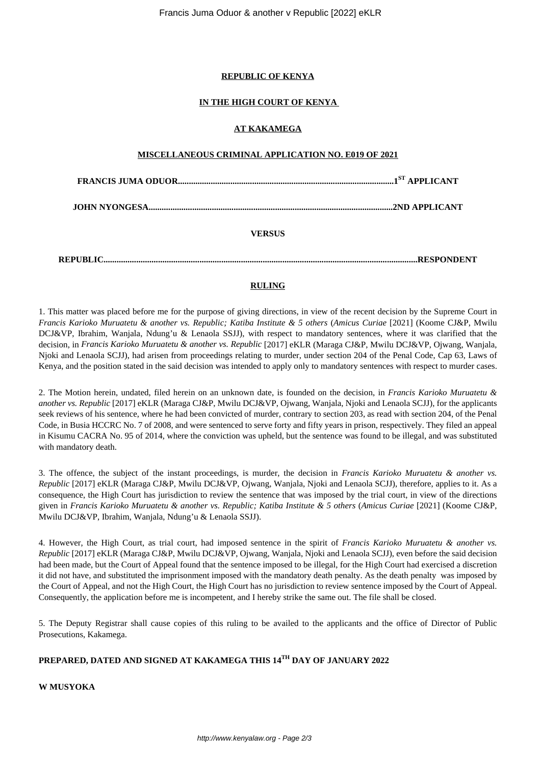**REPUBLIC OF KENYA**

**IN THE HIGH COURT OF KENYA**

**AT KAKAMEGA**

**MISCELLANEOUS CRIMINAL APPLICATION NO. E019 OF 2021**

**FRANCIS JUMA ODUOR.................................................................................................1[ST] APPLICANT**

**JOHN NYONGESA..............................................................................................................2ND APPLICANT**

**VERSUS**

**REPUBLIC.............................................................................................................................................RESPONDENT**

**RULING**

1. This matter was placed before me for the purpose of giving directions, in view of the recent decision by the Supreme Court in *Francis Karioko Muruatetu & another vs. Republic; Katiba Institute & 5 others* (*Amicus Curiae* [2021] (Koome CJ&P, Mwilu DCJ&VP, Ibrahim, Wanjala, Ndung'u & Lenaola SSJJ), with respect to mandatory sentences, where it was clarified that the decision, in *Francis Karioko Muruatetu & another vs. Republic* [2017] eKLR (Maraga CJ&P, Mwilu DCJ&VP, Ojwang, Wanjala, Njoki and Lenaola SCJJ), had arisen from proceedings relating to murder, under section 204 of the Penal Code, Cap 63, Laws of Kenya, and the position stated in the said decision was intended to apply only to mandatory sentences with respect to murder cases.

2. The Motion herein, undated, filed herein on an unknown date, is founded on the decision, in *Francis Karioko Muruatetu & another vs. Republic* [2017] eKLR (Maraga CJ&P, Mwilu DCJ&VP, Ojwang, Wanjala, Njoki and Lenaola SCJJ), for the applicants seek reviews of his sentence, where he had been convicted of murder, contrary to section 203, as read with section 204, of the Penal Code, in Busia HCCRC No. 7 of 2008, and were sentenced to serve forty and fifty years in prison, respectively. They filed an appeal in Kisumu CACRA No. 95 of 2014, where the conviction was upheld, but the sentence was found to be illegal, and was substituted with mandatory death.

3. The offence, the subject of the instant proceedings, is murder, the decision in *Francis Karioko Muruatetu & another vs. Republic* [2017] eKLR (Maraga CJ&P, Mwilu DCJ&VP, Ojwang, Wanjala, Njoki and Lenaola SCJJ), therefore, applies to it. As a consequence, the High Court has jurisdiction to review the sentence that was imposed by the trial court, in view of the directions given in *Francis Karioko Muruatetu & another vs. Republic; Katiba Institute & 5 others* (*Amicus Curiae* [2021] (Koome CJ&P, Mwilu DCJ&VP, Ibrahim, Wanjala, Ndung'u & Lenaola SSJJ).

4. However, the High Court, as trial court, had imposed sentence in the spirit of *Francis Karioko Muruatetu & another vs. Republic* [2017] eKLR (Maraga CJ&P, Mwilu DCJ&VP, Ojwang, Wanjala, Njoki and Lenaola SCJJ), even before the said decision had been made, but the Court of Appeal found that the sentence imposed to be illegal, for the High Court had exercised a discretion it did not have, and substituted the imprisonment imposed with the mandatory death penalty. As the death penalty was imposed by the Court of Appeal, and not the High Court, the High Court has no jurisdiction to review sentence imposed by the Court of Appeal. Consequently, the application before me is incompetent, and I hereby strike the same out. The file shall be closed.

5. The Deputy Registrar shall cause copies of this ruling to be availed to the applicants and the office of Director of Public Prosecutions, Kakamega.

**PREPARED, DATED AND SIGNED AT KAKAMEGA THIS 14[TH] DAY OF JANUARY 2022**

**W MUSYOKA**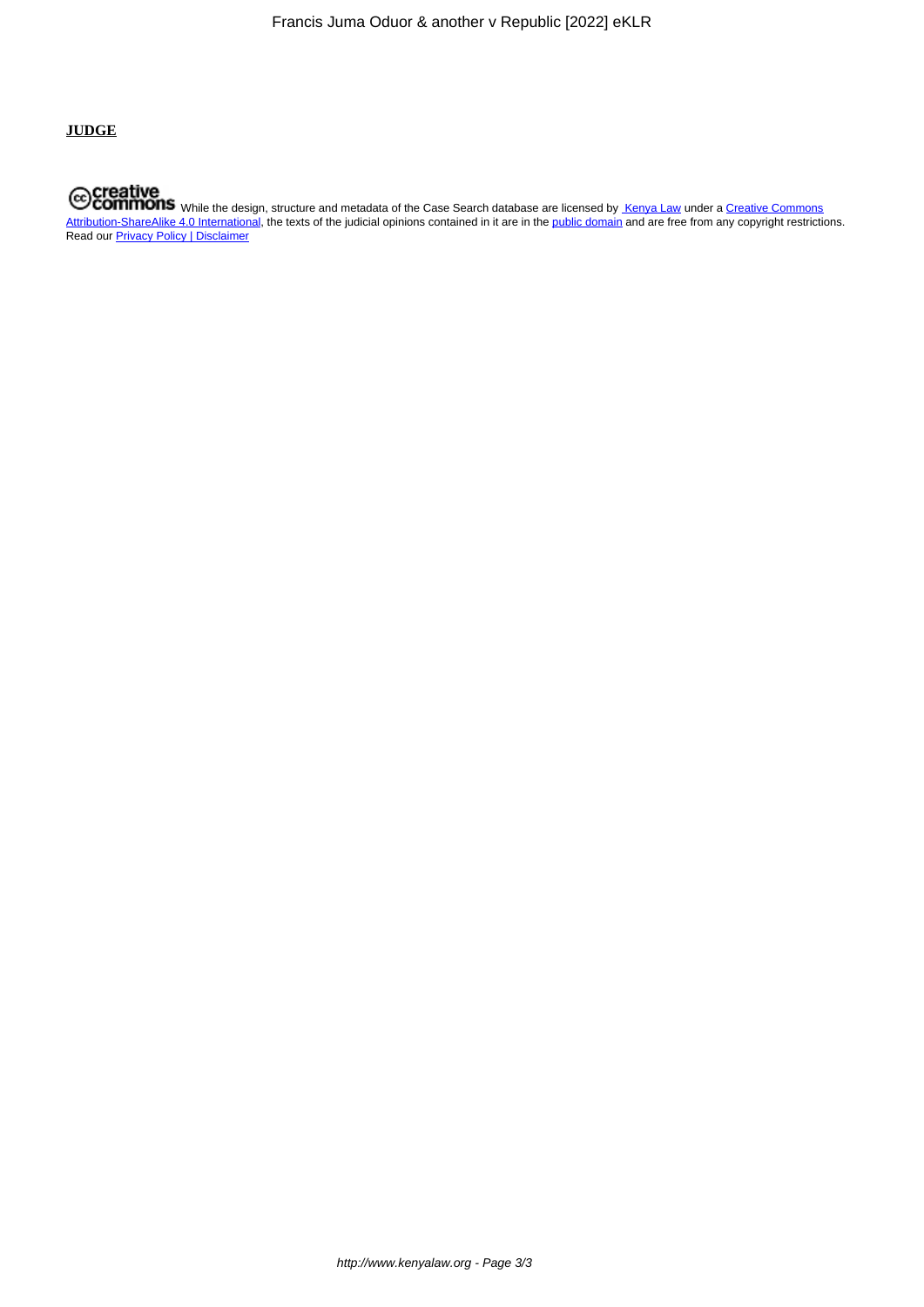**JUDGE**

While the design, structure and metadata of the Case Search database are licensed by Kenya Law under a Creative Commons Attribution-ShareAlike 4.0 International, the texts of the judicial opinions contained in it are in the public domain and are free from any copyright restrictions. Read our Privacy Policy | Disclaimer